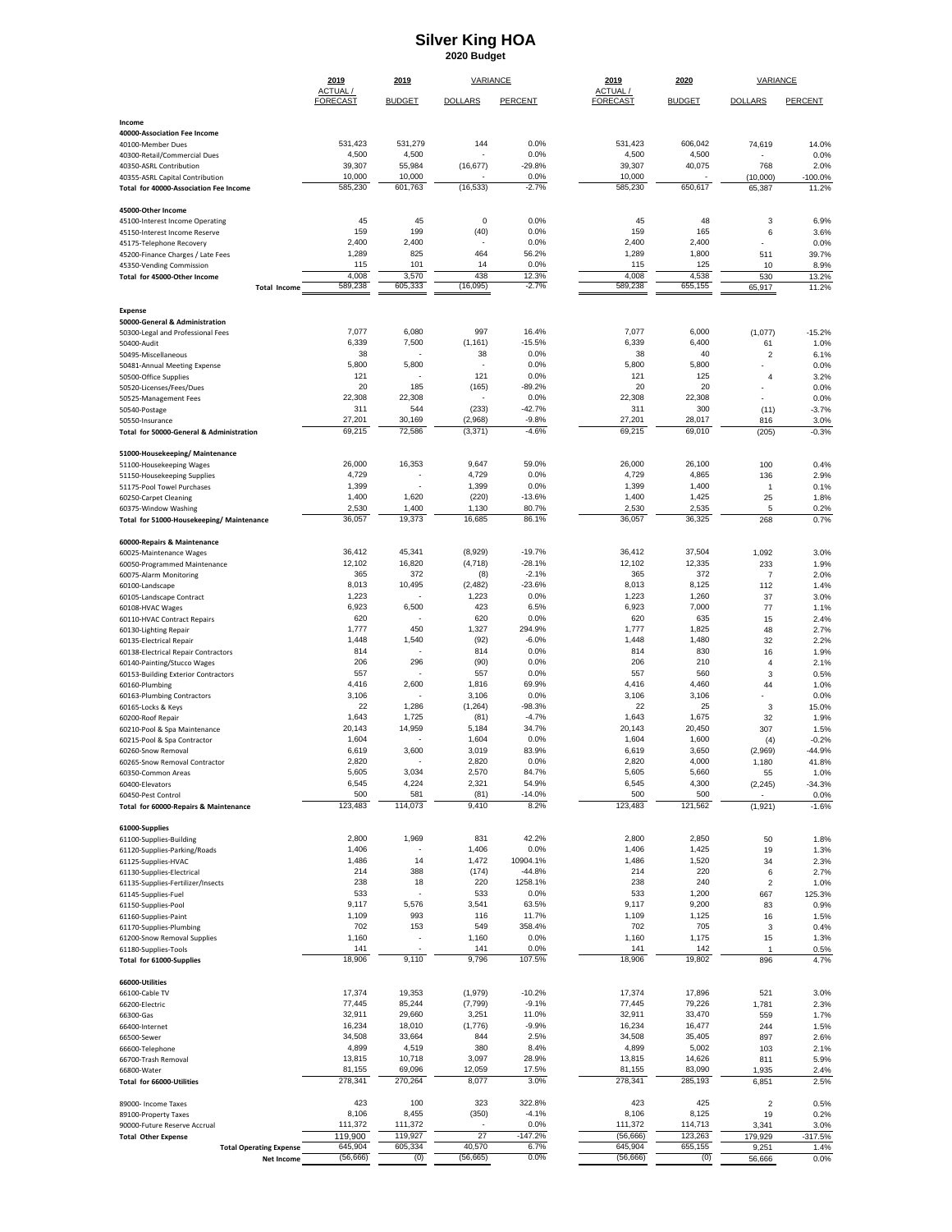# Silver King HOA

## 2020 Budget

| | 2019 ACTUAL / FORECAST | 2019 BUDGET | VARIANCE DOLLARS | VARIANCE PERCENT | 2019 ACTUAL / FORECAST | 2020 BUDGET | VARIANCE DOLLARS | VARIANCE PERCENT |
|---|---|---|---|---|---|---|---|---|
| **Income** | | | | | | | | |
| **40000-Association Fee Income** | | | | | | | | |
| 40100-Member Dues | 531,423 | 531,279 | 144 | 0.0% | 531,423 | 606,042 | 74,619 | 14.0% |
| 40300-Retail/Commercial Dues | 4,500 | 4,500 | - | 0.0% | 4,500 | 4,500 | - | 0.0% |
| 40350-ASRL Contribution | 39,307 | 55,984 | (16,677) | -29.8% | 39,307 | 40,075 | 768 | 2.0% |
| 40355-ASRL Capital Contribution | 10,000 | 10,000 | - | 0.0% | 10,000 | - | (10,000) | -100.0% |
| **Total for 40000-Association Fee Income** | 585,230 | 601,763 | (16,533) | -2.7% | 585,230 | 650,617 | 65,387 | 11.2% |
| **45000-Other Income** | | | | | | | | |
| 45100-Interest Income Operating | 45 | 45 | 0 | 0.0% | 45 | 48 | 3 | 6.9% |
| 45150-Interest Income Reserve | 159 | 199 | (40) | 0.0% | 159 | 165 | 6 | 3.6% |
| 45175-Telephone Recovery | 2,400 | 2,400 | - | 0.0% | 2,400 | 2,400 | - | 0.0% |
| 45200-Finance Charges / Late Fees | 1,289 | 825 | 464 | 56.2% | 1,289 | 1,800 | 511 | 39.7% |
| 45350-Vending Commission | 115 | 101 | 14 | 0.0% | 115 | 125 | 10 | 8.9% |
| **Total for 45000-Other Income** | 4,008 | 3,570 | 438 | 12.3% | 4,008 | 4,538 | 530 | 13.2% |
| **Total Income** | 589,238 | 605,333 | (16,095) | -2.7% | 589,238 | 655,155 | 65,917 | 11.2% |
| **Expense** | | | | | | | | |
| **50000-General & Administration** | | | | | | | | |
| 50300-Legal and Professional Fees | 7,077 | 6,080 | 997 | 16.4% | 7,077 | 6,000 | (1,077) | -15.2% |
| 50400-Audit | 6,339 | 7,500 | (1,161) | -15.5% | 6,339 | 6,400 | 61 | 1.0% |
| 50495-Miscellaneous | 38 | - | 38 | 0.0% | 38 | 40 | 2 | 6.1% |
| 50481-Annual Meeting Expense | 5,800 | 5,800 | - | 0.0% | 5,800 | 5,800 | - | 0.0% |
| 50500-Office Supplies | 121 | - | 121 | 0.0% | 121 | 125 | 4 | 3.2% |
| 50520-Licenses/Fees/Dues | 20 | 185 | (165) | -89.2% | 20 | 20 | - | 0.0% |
| 50525-Management Fees | 22,308 | 22,308 | - | 0.0% | 22,308 | 22,308 | - | 0.0% |
| 50540-Postage | 311 | 544 | (233) | -42.7% | 311 | 300 | (11) | -3.7% |
| 50550-Insurance | 27,201 | 30,169 | (2,968) | -9.8% | 27,201 | 28,017 | 816 | 3.0% |
| **Total for 50000-General & Administration** | 69,215 | 72,586 | (3,371) | -4.6% | 69,215 | 69,010 | (205) | -0.3% |
| **51000-Housekeeping/ Maintenance** | | | | | | | | |
| 51100-Housekeeping Wages | 26,000 | 16,353 | 9,647 | 59.0% | 26,000 | 26,100 | 100 | 0.4% |
| 51150-Housekeeping Supplies | 4,729 | - | 4,729 | 0.0% | 4,729 | 4,865 | 136 | 2.9% |
| 51175-Pool Towel Purchases | 1,399 | - | 1,399 | 0.0% | 1,399 | 1,400 | 1 | 0.1% |
| 60250-Carpet Cleaning | 1,400 | 1,620 | (220) | -13.6% | 1,400 | 1,425 | 25 | 1.8% |
| 60375-Window Washing | 2,530 | 1,400 | 1,130 | 80.7% | 2,530 | 2,535 | 5 | 0.2% |
| **Total for 51000-Housekeeping/ Maintenance** | 36,057 | 19,373 | 16,685 | 86.1% | 36,057 | 36,325 | 268 | 0.7% |
| **60000-Repairs & Maintenance** | | | | | | | | |
| 60025-Maintenance Wages | 36,412 | 45,341 | (8,929) | -19.7% | 36,412 | 37,504 | 1,092 | 3.0% |
| 60050-Programmed Maintenance | 12,102 | 16,820 | (4,718) | -28.1% | 12,102 | 12,335 | 233 | 1.9% |
| 60075-Alarm Monitoring | 365 | 372 | (8) | -2.1% | 365 | 372 | 7 | 2.0% |
| 60100-Landscape | 8,013 | 10,495 | (2,482) | -23.6% | 8,013 | 8,125 | 112 | 1.4% |
| 60105-Landscape Contract | 1,223 | - | 1,223 | 0.0% | 1,223 | 1,260 | 37 | 3.0% |
| 60108-HVAC Wages | 6,923 | 6,500 | 423 | 6.5% | 6,923 | 7,000 | 77 | 1.1% |
| 60110-HVAC Contract Repairs | 620 | - | 620 | 0.0% | 620 | 635 | 15 | 2.4% |
| 60130-Lighting Repair | 1,777 | 450 | 1,327 | 294.9% | 1,777 | 1,825 | 48 | 2.7% |
| 60135-Electrical Repair | 1,448 | 1,540 | (92) | -6.0% | 1,448 | 1,480 | 32 | 2.2% |
| 60138-Electrical Repair Contractors | 814 | - | 814 | 0.0% | 814 | 830 | 16 | 1.9% |
| 60140-Painting/Stucco Wages | 206 | 296 | (90) | 0.0% | 206 | 210 | 4 | 2.1% |
| 60153-Building Exterior Contractors | 557 | - | 557 | 0.0% | 557 | 560 | 3 | 0.5% |
| 60160-Plumbing | 4,416 | 2,600 | 1,816 | 69.9% | 4,416 | 4,460 | 44 | 1.0% |
| 60163-Plumbing Contractors | 3,106 | - | 3,106 | 0.0% | 3,106 | 3,106 | - | 0.0% |
| 60165-Locks & Keys | 22 | 1,286 | (1,264) | -98.3% | 22 | 25 | 3 | 15.0% |
| 60200-Roof Repair | 1,643 | 1,725 | (81) | -4.7% | 1,643 | 1,675 | 32 | 1.9% |
| 60210-Pool & Spa Maintenance | 20,143 | 14,959 | 5,184 | 34.7% | 20,143 | 20,450 | 307 | 1.5% |
| 60215-Pool & Spa Contractor | 1,604 | - | 1,604 | 0.0% | 1,604 | 1,600 | (4) | -0.2% |
| 60260-Snow Removal | 6,619 | 3,600 | 3,019 | 83.9% | 6,619 | 3,650 | (2,969) | -44.9% |
| 60265-Snow Removal Contractor | 2,820 | - | 2,820 | 0.0% | 2,820 | 4,000 | 1,180 | 41.8% |
| 60350-Common Areas | 5,605 | 3,034 | 2,570 | 84.7% | 5,605 | 5,660 | 55 | 1.0% |
| 60400-Elevators | 6,545 | 4,224 | 2,321 | 54.9% | 6,545 | 4,300 | (2,245) | -34.3% |
| 60450-Pest Control | 500 | 581 | (81) | -14.0% | 500 | 500 | - | 0.0% |
| **Total for 60000-Repairs & Maintenance** | 123,483 | 114,073 | 9,410 | 8.2% | 123,483 | 121,562 | (1,921) | -1.6% |
| **61000-Supplies** | | | | | | | | |
| 61100-Supplies-Building | 2,800 | 1,969 | 831 | 42.2% | 2,800 | 2,850 | 50 | 1.8% |
| 61120-Supplies-Parking/Roads | 1,406 | - | 1,406 | 0.0% | 1,406 | 1,425 | 19 | 1.3% |
| 61125-Supplies-HVAC | 1,486 | 14 | 1,472 | 10904.1% | 1,486 | 1,520 | 34 | 2.3% |
| 61130-Supplies-Electrical | 214 | 388 | (174) | -44.8% | 214 | 220 | 6 | 2.7% |
| 61135-Supplies-Fertilizer/Insects | 238 | 18 | 220 | 1258.1% | 238 | 240 | 2 | 1.0% |
| 61145-Supplies-Fuel | 533 | - | 533 | 0.0% | 533 | 1,200 | 667 | 125.3% |
| 61150-Supplies-Pool | 9,117 | 5,576 | 3,541 | 63.5% | 9,117 | 9,200 | 83 | 0.9% |
| 61160-Supplies-Paint | 1,109 | 993 | 116 | 11.7% | 1,109 | 1,125 | 16 | 1.5% |
| 61170-Supplies-Plumbing | 702 | 153 | 549 | 358.4% | 702 | 705 | 3 | 0.4% |
| 61200-Snow Removal Supplies | 1,160 | - | 1,160 | 0.0% | 1,160 | 1,175 | 15 | 1.3% |
| 61180-Supplies-Tools | 141 | - | 141 | 0.0% | 141 | 142 | 1 | 0.5% |
| **Total for 61000-Supplies** | 18,906 | 9,110 | 9,796 | 107.5% | 18,906 | 19,802 | 896 | 4.7% |
| **66000-Utilities** | | | | | | | | |
| 66100-Cable TV | 17,374 | 19,353 | (1,979) | -10.2% | 17,374 | 17,896 | 521 | 3.0% |
| 66200-Electric | 77,445 | 85,244 | (7,799) | -9.1% | 77,445 | 79,226 | 1,781 | 2.3% |
| 66300-Gas | 32,911 | 29,660 | 3,251 | 11.0% | 32,911 | 33,470 | 559 | 1.7% |
| 66400-Internet | 16,234 | 18,010 | (1,776) | -9.9% | 16,234 | 16,477 | 244 | 1.5% |
| 66500-Sewer | 34,508 | 33,664 | 844 | 2.5% | 34,508 | 35,405 | 897 | 2.6% |
| 66600-Telephone | 4,899 | 4,519 | 380 | 8.4% | 4,899 | 5,002 | 103 | 2.1% |
| 66700-Trash Removal | 13,815 | 10,718 | 3,097 | 28.9% | 13,815 | 14,626 | 811 | 5.9% |
| 66800-Water | 81,155 | 69,096 | 12,059 | 17.5% | 81,155 | 83,090 | 1,935 | 2.4% |
| **Total for 66000-Utilities** | 278,341 | 270,264 | 8,077 | 3.0% | 278,341 | 285,193 | 6,851 | 2.5% |
| 89000- Income Taxes | 423 | 100 | 323 | 322.8% | 423 | 425 | 2 | 0.5% |
| 89100-Property Taxes | 8,106 | 8,455 | (350) | -4.1% | 8,106 | 8,125 | 19 | 0.2% |
| 90000-Future Reserve Accrual | 111,372 | 111,372 | - | 0.0% | 111,372 | 114,713 | 3,341 | 3.0% |
| **Total Other Expense** | 119,900 | 119,927 | 27 | -147.2% | (56,666) | 123,263 | 179,929 | -317.5% |
| **Total Operating Expense** | 645,904 | 605,334 | 40,570 | 6.7% | 645,904 | 655,155 | 9,251 | 1.4% |
| **Net Income** | (56,666) | (0) | (56,665) | 0.0% | (56,666) | (0) | 56,666 | 0.0% |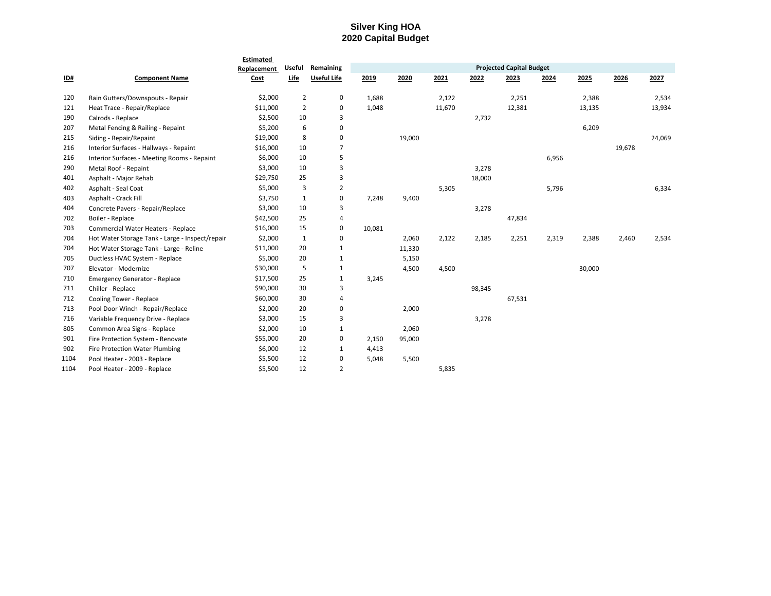# Silver King HOA
## 2020 Capital Budget

| ID# | Component Name | Estimated Replacement Cost | Useful Life | Remaining Useful Life | Projected Capital Budget | | | | | | | | |
|---|---|---|---|---|---|---|---|---|---|---|---|---|---|
| | | | | | 2019 | 2020 | 2021 | 2022 | 2023 | 2024 | 2025 | 2026 | 2027 |
| 120 | Rain Gutters/Downspouts - Repair | $2,000 | 2 | 0 | 1,688 | | 2,122 | | 2,251 | | 2,388 | | 2,534 |
| 121 | Heat Trace - Repair/Replace | $11,000 | 2 | 0 | 1,048 | | 11,670 | | 12,381 | | 13,135 | | 13,934 |
| 190 | Calrods - Replace | $2,500 | 10 | 3 | | | | 2,732 | | | | | |
| 207 | Metal Fencing & Railing - Repaint | $5,200 | 6 | 0 | | | | | | | 6,209 | | |
| 215 | Siding - Repair/Repaint | $19,000 | 8 | 0 | | 19,000 | | | | | | | 24,069 |
| 216 | Interior Surfaces - Hallways - Repaint | $16,000 | 10 | 7 | | | | | | | | 19,678 | |
| 216 | Interior Surfaces - Meeting Rooms - Repaint | $6,000 | 10 | 5 | | | | | | 6,956 | | | |
| 290 | Metal Roof - Repaint | $3,000 | 10 | 3 | | | | 3,278 | | | | | |
| 401 | Asphalt - Major Rehab | $29,750 | 25 | 3 | | | | 18,000 | | | | | |
| 402 | Asphalt - Seal Coat | $5,000 | 3 | 2 | | | 5,305 | | | 5,796 | | | 6,334 |
| 403 | Asphalt - Crack Fill | $3,750 | 1 | 0 | 7,248 | 9,400 | | | | | | | |
| 404 | Concrete Pavers - Repair/Replace | $3,000 | 10 | 3 | | | | 3,278 | | | | | |
| 702 | Boiler - Replace | $42,500 | 25 | 4 | | | | | 47,834 | | | | |
| 703 | Commercial Water Heaters - Replace | $16,000 | 15 | 0 | 10,081 | | | | | | | | |
| 704 | Hot Water Storage Tank - Large - Inspect/repair | $2,000 | 1 | 0 | | 2,060 | 2,122 | 2,185 | 2,251 | 2,319 | 2,388 | 2,460 | 2,534 |
| 704 | Hot Water Storage Tank - Large - Reline | $11,000 | 20 | 1 | | 11,330 | | | | | | | |
| 705 | Ductless HVAC System - Replace | $5,000 | 20 | 1 | | 5,150 | | | | | | | |
| 707 | Elevator - Modernize | $30,000 | 5 | 1 | | 4,500 | 4,500 | | | | 30,000 | | |
| 710 | Emergency Generator - Replace | $17,500 | 25 | 1 | 3,245 | | | | | | | | |
| 711 | Chiller - Replace | $90,000 | 30 | 3 | | | | 98,345 | | | | | |
| 712 | Cooling Tower - Replace | $60,000 | 30 | 4 | | | | | 67,531 | | | | |
| 713 | Pool Door Winch - Repair/Replace | $2,000 | 20 | 0 | | 2,000 | | | | | | | |
| 716 | Variable Frequency Drive - Replace | $3,000 | 15 | 3 | | | | 3,278 | | | | | |
| 805 | Common Area Signs - Replace | $2,000 | 10 | 1 | | 2,060 | | | | | | | |
| 901 | Fire Protection System - Renovate | $55,000 | 20 | 0 | 2,150 | 95,000 | | | | | | | |
| 902 | Fire Protection Water Plumbing | $6,000 | 12 | 1 | 4,413 | | | | | | | | |
| 1104 | Pool Heater - 2003 - Replace | $5,500 | 12 | 0 | 5,048 | 5,500 | | | | | | | |
| 1104 | Pool Heater - 2009 - Replace | $5,500 | 12 | 2 | | | 5,835 | | | | | | |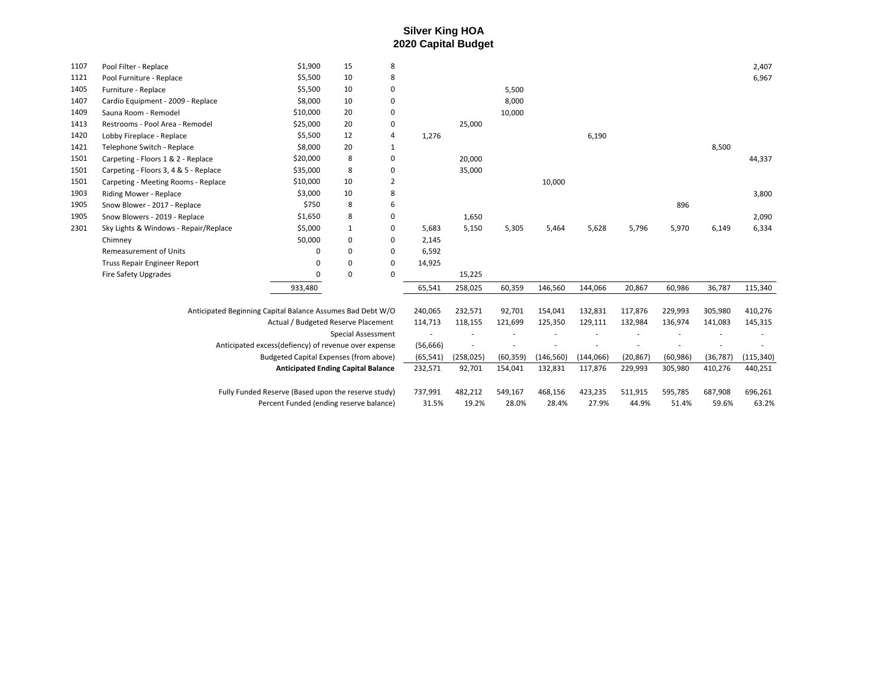# Silver King HOA
## 2020 Capital Budget

| | | | | | | | | | | | | | |
|---|---|---|---|---|---|---|---|---|---|---|---|---|---|
| 1107 | Pool Filter - Replace | $1,900 | 15 | 8 | | | | | | | | | 2,407 |
| 1121 | Pool Furniture - Replace | $5,500 | 10 | 8 | | | | | | | | | 6,967 |
| 1405 | Furniture - Replace | $5,500 | 10 | 0 | | | 5,500 | | | | | | |
| 1407 | Cardio Equipment - 2009 - Replace | $8,000 | 10 | 0 | | | 8,000 | | | | | | |
| 1409 | Sauna Room - Remodel | $10,000 | 20 | 0 | | | 10,000 | | | | | | |
| 1413 | Restrooms - Pool Area - Remodel | $25,000 | 20 | 0 | | 25,000 | | | | | | | |
| 1420 | Lobby Fireplace - Replace | $5,500 | 12 | 4 | 1,276 | | | | 6,190 | | | | |
| 1421 | Telephone Switch - Replace | $8,000 | 20 | 1 | | | | | | | | 8,500 | |
| 1501 | Carpeting - Floors 1 & 2 - Replace | $20,000 | 8 | 0 | | 20,000 | | | | | | | 44,337 |
| 1501 | Carpeting - Floors 3, 4 & 5 - Replace | $35,000 | 8 | 0 | | 35,000 | | | | | | | |
| 1501 | Carpeting - Meeting Rooms - Replace | $10,000 | 10 | 2 | | | | 10,000 | | | | | |
| 1903 | Riding Mower - Replace | $3,000 | 10 | 8 | | | | | | | | | 3,800 |
| 1905 | Snow Blower - 2017 - Replace | $750 | 8 | 6 | | | | | | | 896 | | |
| 1905 | Snow Blowers - 2019 - Replace | $1,650 | 8 | 0 | | 1,650 | | | | | | | 2,090 |
| 2301 | Sky Lights & Windows - Repair/Replace | $5,000 | 1 | 0 | 5,683 | 5,150 | 5,305 | 5,464 | 5,628 | 5,796 | 5,970 | 6,149 | 6,334 |
| | Chimney | 50,000 | 0 | 0 | 2,145 | | | | | | | | |
| | Remeasurement of Units | 0 | 0 | 0 | 6,592 | | | | | | | | |
| | Truss Repair Engineer Report | 0 | 0 | 0 | 14,925 | | | | | | | | |
| | Fire Safety Upgrades | 0 | 0 | 0 | | 15,225 | | | | | | | |
| | | 933,480 | | | 65,541 | 258,025 | 60,359 | 146,560 | 144,066 | 20,867 | 60,986 | 36,787 | 115,340 |
| | Anticipated Beginning Capital Balance Assumes Bad Debt W/O | | | | 240,065 | 232,571 | 92,701 | 154,041 | 132,831 | 117,876 | 229,993 | 305,980 | 410,276 |
| | Actual / Budgeted Reserve Placement | | | | 114,713 | 118,155 | 121,699 | 125,350 | 129,111 | 132,984 | 136,974 | 141,083 | 145,315 |
| | Special Assessment | | | | - | - | - | - | - | - | - | - | - |
| | Anticipated excess(defiency) of revenue over expense | | | | (56,666) | - | - | - | - | - | - | - | - |
| | Budgeted Capital Expenses (from above) | | | | (65,541) | (258,025) | (60,359) | (146,560) | (144,066) | (20,867) | (60,986) | (36,787) | (115,340) |
| | **Anticipated Ending Capital Balance** | | | | 232,571 | 92,701 | 154,041 | 132,831 | 117,876 | 229,993 | 305,980 | 410,276 | 440,251 |
| | Fully Funded Reserve (Based upon the reserve study) | | | | 737,991 | 482,212 | 549,167 | 468,156 | 423,235 | 511,915 | 595,785 | 687,908 | 696,261 |
| | Percent Funded (ending reserve balance) | | | | 31.5% | 19.2% | 28.0% | 28.4% | 27.9% | 44.9% | 51.4% | 59.6% | 63.2% |